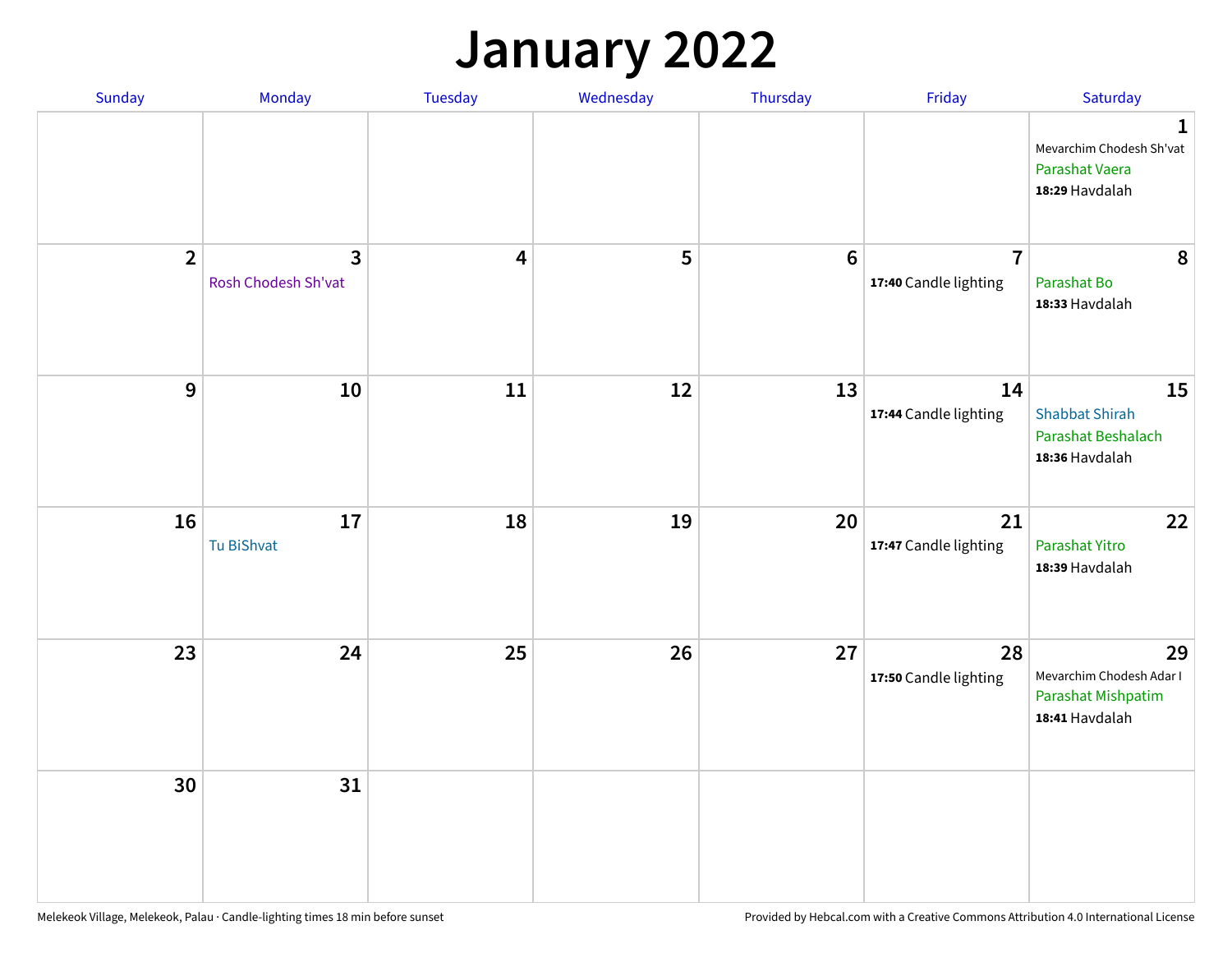# January 2022

| Sunday | Monday | Tuesday | Wednesday | Thursday | Friday | Saturday |
|---|---|---|---|---|---|---|
| | | | | | | **1** Mevarchim Chodesh Sh'vat Parashat Vaera **18:29** Havdalah |
| **2** | **3** Rosh Chodesh Sh'vat | **4** | **5** | **6** | **7** **17:40** Candle lighting | **8** Parashat Bo **18:33** Havdalah |
| **9** | **10** | **11** | **12** | **13** | **14** **17:44** Candle lighting | **15** Shabbat Shirah Parashat Beshalach **18:36** Havdalah |
| **16** | **17** Tu BiShvat | **18** | **19** | **20** | **21** **17:47** Candle lighting | **22** Parashat Yitro **18:39** Havdalah |
| **23** | **24** | **25** | **26** | **27** | **28** **17:50** Candle lighting | **29** Mevarchim Chodesh Adar I Parashat Mishpatim **18:41** Havdalah |
| **30** | **31** | | | | | |

Melekeok Village, Melekeok, Palau · Candle-lighting times 18 min before sunset

Provided by Hebcal.com with a Creative Commons Attribution 4.0 International License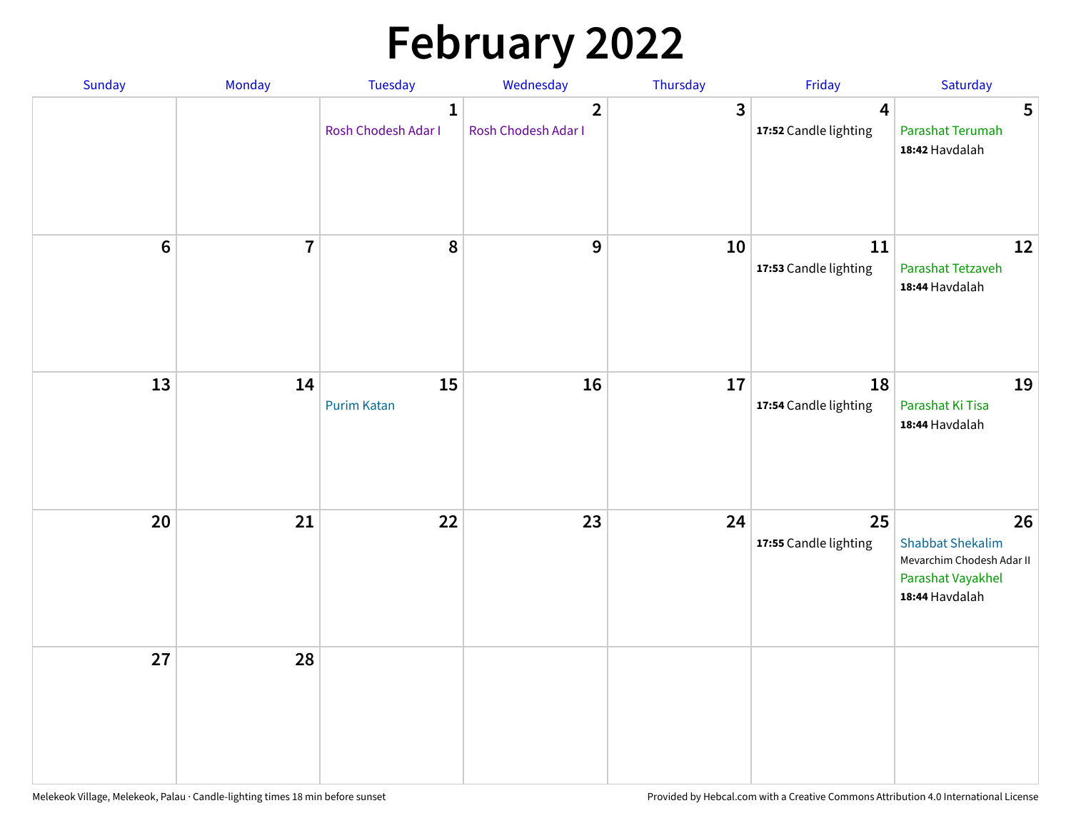# February 2022

| Sunday | Monday | Tuesday | Wednesday | Thursday | Friday | Saturday |
|---|---|---|---|---|---|---|
| | | 1<br>Rosh Chodesh Adar I | 2<br>Rosh Chodesh Adar I | 3 | 4<br>**17:52** Candle lighting | 5<br>Parashat Terumah<br>**18:42** Havdalah |
| 6 | 7 | 8 | 9 | 10 | 11<br>**17:53** Candle lighting | 12<br>Parashat Tetzaveh<br>**18:44** Havdalah |
| 13 | 14 | 15<br>Purim Katan | 16 | 17 | 18<br>**17:54** Candle lighting | 19<br>Parashat Ki Tisa<br>**18:44** Havdalah |
| 20 | 21 | 22 | 23 | 24 | 25<br>**17:55** Candle lighting | 26<br>Shabbat Shekalim<br>Mevarchim Chodesh Adar II<br>Parashat Vayakhel<br>**18:44** Havdalah |
| 27 | 28 | | | | | |

Melekeok Village, Melekeok, Palau · Candle-lighting times 18 min before sunset

Provided by Hebcal.com with a Creative Commons Attribution 4.0 International License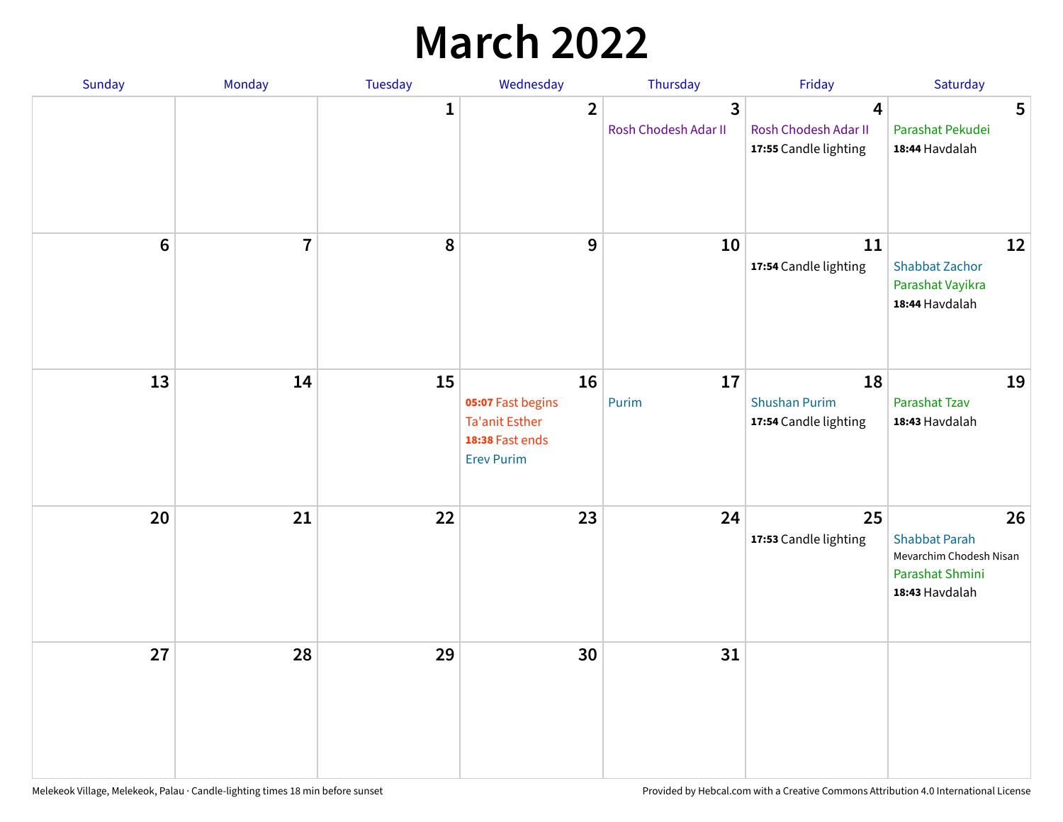# March 2022

| Sunday | Monday | Tuesday | Wednesday | Thursday | Friday | Saturday |
|---|---|---|---|---|---|---|
| | | 1 | 2 | 3<br>Rosh Chodesh Adar II | 4<br>Rosh Chodesh Adar II<br>**17:55** Candle lighting | 5<br>Parashat Pekudei<br>**18:44** Havdalah |
| 6 | 7 | 8 | 9 | 10 | 11<br>**17:54** Candle lighting | 12<br>Shabbat Zachor<br>Parashat Vayikra<br>**18:44** Havdalah |
| 13 | 14 | 15 | 16<br>**05:07** Fast begins<br>Ta'anit Esther<br>**18:38** Fast ends<br>Erev Purim | 17<br>Purim | 18<br>Shushan Purim<br>**17:54** Candle lighting | 19<br>Parashat Tzav<br>**18:43** Havdalah |
| 20 | 21 | 22 | 23 | 24 | 25<br>**17:53** Candle lighting | 26<br>Shabbat Parah<br>Mevarchim Chodesh Nisan<br>Parashat Shmini<br>**18:43** Havdalah |
| 27 | 28 | 29 | 30 | 31 | | |

Melekeok Village, Melekeok, Palau · Candle-lighting times 18 min before sunset

Provided by Hebcal.com with a Creative Commons Attribution 4.0 International License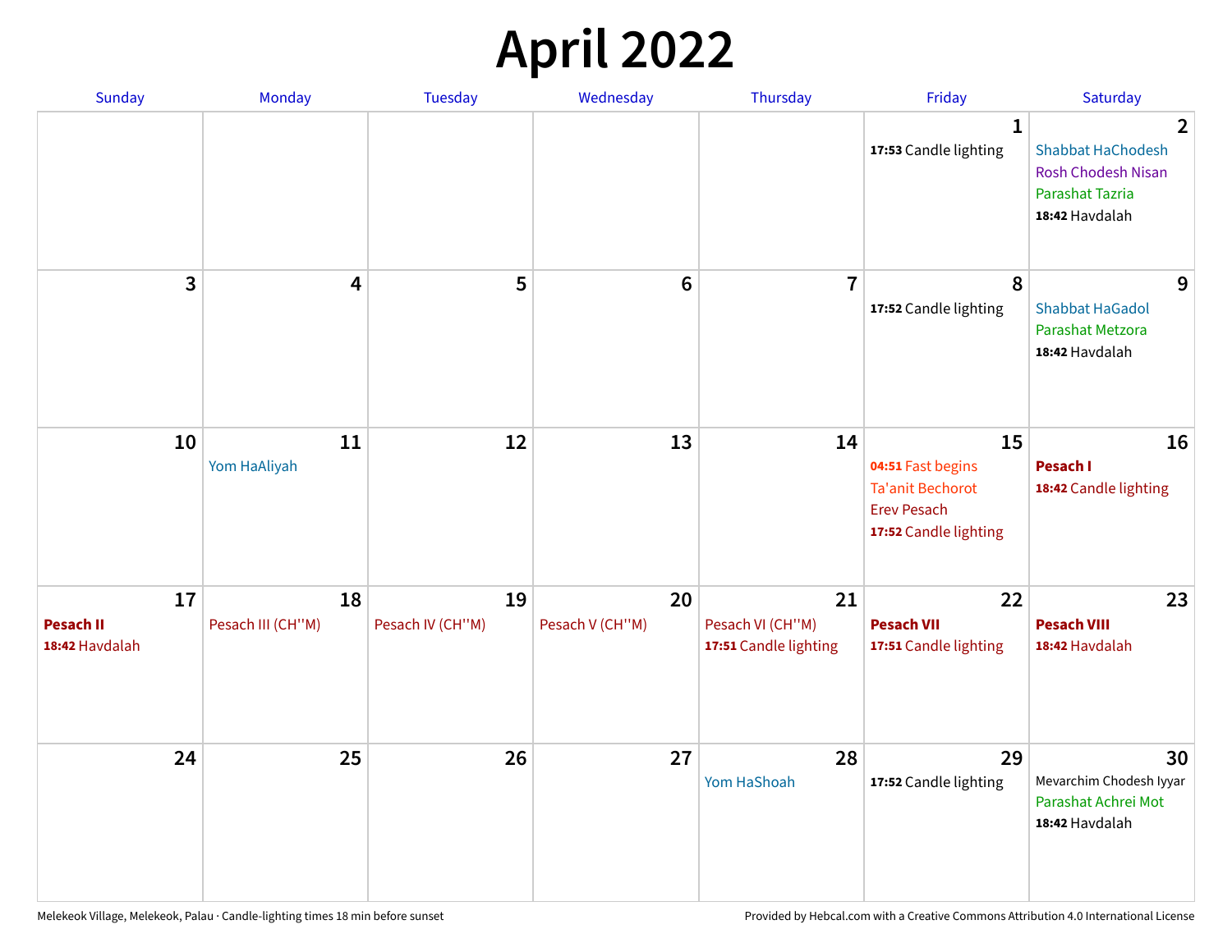# April 2022

| Sunday | Monday | Tuesday | Wednesday | Thursday | Friday | Saturday |
|---|---|---|---|---|---|---|
| | | | | | **1**<br>**17:53** Candle lighting | **2**<br>Shabbat HaChodesh<br>Rosh Chodesh Nisan<br>Parashat Tazria<br>**18:42** Havdalah |
| **3** | **4** | **5** | **6** | **7** | **8**<br>**17:52** Candle lighting | **9**<br>Shabbat HaGadol<br>Parashat Metzora<br>**18:42** Havdalah |
| **10** | **11**<br>Yom HaAliyah | **12** | **13** | **14** | **15**<br>**04:51** Fast begins<br>Ta'anit Bechorot<br>Erev Pesach<br>**17:52** Candle lighting | **16**<br>**Pesach I**<br>**18:42** Candle lighting |
| **17**<br>**Pesach II**<br>**18:42** Havdalah | **18**<br>Pesach III (CH''M) | **19**<br>Pesach IV (CH''M) | **20**<br>Pesach V (CH''M) | **21**<br>Pesach VI (CH''M)<br>**17:51** Candle lighting | **22**<br>**Pesach VII**<br>**17:51** Candle lighting | **23**<br>**Pesach VIII**<br>**18:42** Havdalah |
| **24** | **25** | **26** | **27** | **28**<br>Yom HaShoah | **29**<br>**17:52** Candle lighting | **30**<br>Mevarchim Chodesh Iyyar<br>Parashat Achrei Mot<br>**18:42** Havdalah |

Melekeok Village, Melekeok, Palau · Candle-lighting times 18 min before sunset

Provided by Hebcal.com with a Creative Commons Attribution 4.0 International License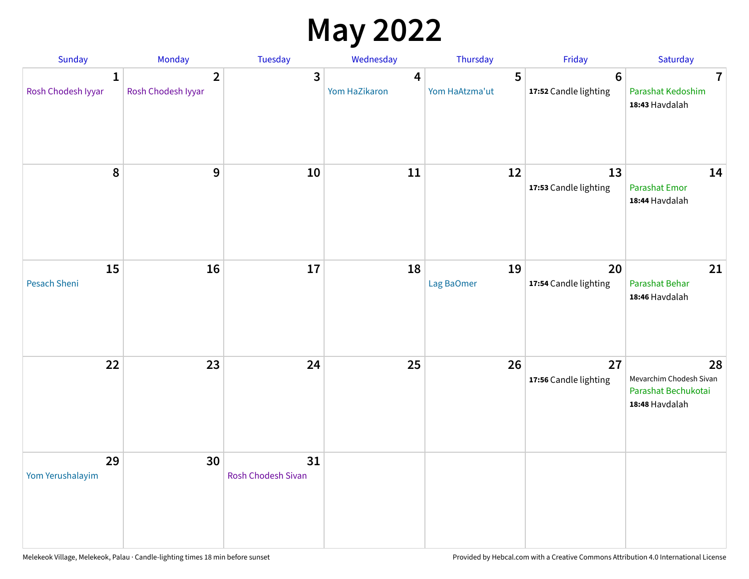# May 2022

| Sunday | Monday | Tuesday | Wednesday | Thursday | Friday | Saturday |
|---|---|---|---|---|---|---|
| 1 Rosh Chodesh Iyyar | 2 Rosh Chodesh Iyyar | 3 | 4 Yom HaZikaron | 5 Yom HaAtzma'ut | 6 **17:52** Candle lighting | 7 Parashat Kedoshim **18:43** Havdalah |
| 8 | 9 | 10 | 11 | 12 | 13 **17:53** Candle lighting | 14 Parashat Emor **18:44** Havdalah |
| 15 Pesach Sheni | 16 | 17 | 18 | 19 Lag BaOmer | 20 **17:54** Candle lighting | 21 Parashat Behar **18:46** Havdalah |
| 22 | 23 | 24 | 25 | 26 | 27 **17:56** Candle lighting | 28 Mevarchim Chodesh Sivan Parashat Bechukotai **18:48** Havdalah |
| 29 Yom Yerushalayim | 30 | 31 Rosh Chodesh Sivan | | | | |

Melekeok Village, Melekeok, Palau · Candle-lighting times 18 min before sunset

Provided by Hebcal.com with a Creative Commons Attribution 4.0 International License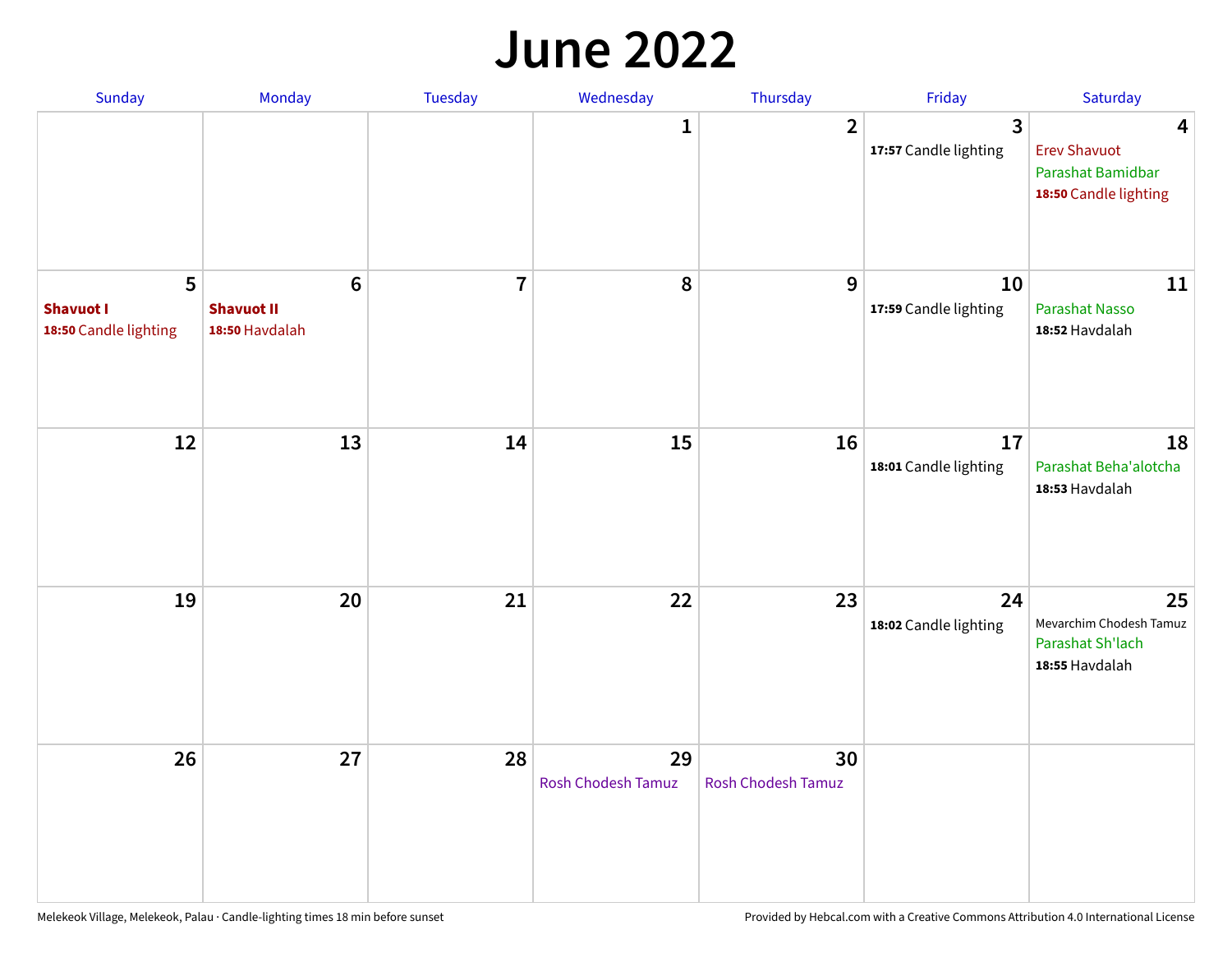# June 2022

| Sunday | Monday | Tuesday | Wednesday | Thursday | Friday | Saturday |
|---|---|---|---|---|---|---|
| | | | 1 | 2 | 3<br>**17:57** Candle lighting | 4<br>Erev Shavuot<br>Parashat Bamidbar<br>**18:50** Candle lighting |
| 5<br>**Shavuot I**<br>**18:50** Candle lighting | 6<br>**Shavuot II**<br>**18:50** Havdalah | 7 | 8 | 9 | 10<br>**17:59** Candle lighting | 11<br>Parashat Nasso<br>**18:52** Havdalah |
| 12 | 13 | 14 | 15 | 16 | 17<br>**18:01** Candle lighting | 18<br>Parashat Beha'alotcha<br>**18:53** Havdalah |
| 19 | 20 | 21 | 22 | 23 | 24<br>**18:02** Candle lighting | 25<br>Mevarchim Chodesh Tamuz<br>Parashat Sh'lach<br>**18:55** Havdalah |
| 26 | 27 | 28 | 29<br>Rosh Chodesh Tamuz | 30<br>Rosh Chodesh Tamuz | | |

Melekeok Village, Melekeok, Palau · Candle-lighting times 18 min before sunset

Provided by Hebcal.com with a Creative Commons Attribution 4.0 International License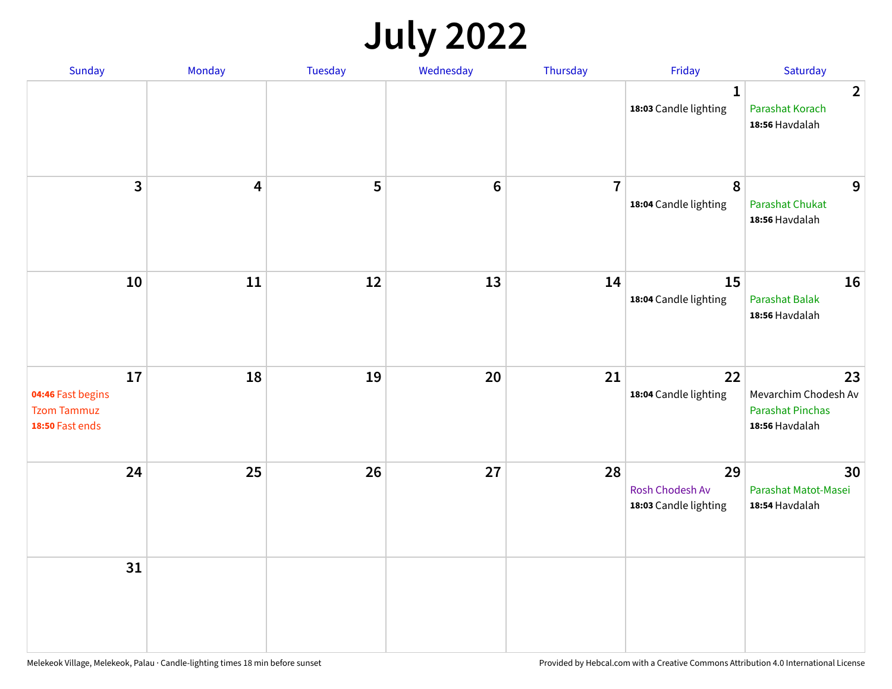# July 2022

| Sunday | Monday | Tuesday | Wednesday | Thursday | Friday | Saturday |
| --- | --- | --- | --- | --- | --- | --- |
| | | | | | 1<br>**18:03** Candle lighting | 2<br>Parashat Korach<br>**18:56** Havdalah |
| 3 | 4 | 5 | 6 | 7 | 8<br>**18:04** Candle lighting | 9<br>Parashat Chukat<br>**18:56** Havdalah |
| 10 | 11 | 12 | 13 | 14 | 15<br>**18:04** Candle lighting | 16<br>Parashat Balak<br>**18:56** Havdalah |
| 17<br>**04:46** Fast begins<br>Tzom Tammuz<br>**18:50** Fast ends | 18 | 19 | 20 | 21 | 22<br>**18:04** Candle lighting | 23<br>Mevarchim Chodesh Av<br>Parashat Pinchas<br>**18:56** Havdalah |
| 24 | 25 | 26 | 27 | 28 | 29<br>Rosh Chodesh Av<br>**18:03** Candle lighting | 30<br>Parashat Matot-Masei<br>**18:54** Havdalah |
| 31 | | | | | | |

Melekeok Village, Melekeok, Palau · Candle-lighting times 18 min before sunset

Provided by Hebcal.com with a Creative Commons Attribution 4.0 International License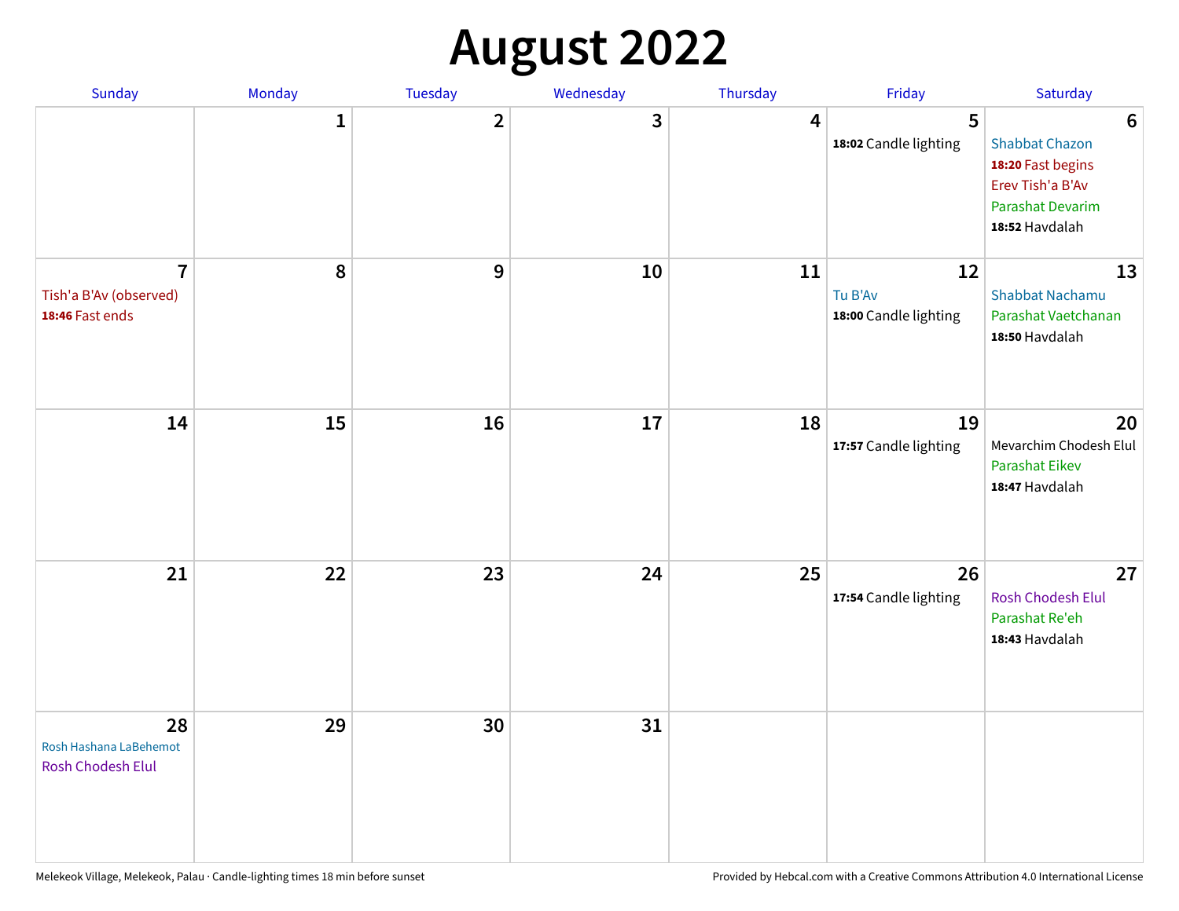# August 2022

| Sunday | Monday | Tuesday | Wednesday | Thursday | Friday | Saturday |
|---|---|---|---|---|---|---|
| | 1 | 2 | 3 | 4 | 5<br>**18:02** Candle lighting | 6<br>Shabbat Chazon<br>**18:20** Fast begins<br>Erev Tish'a B'Av<br>Parashat Devarim<br>**18:52** Havdalah |
| 7<br>Tish'a B'Av (observed)<br>**18:46** Fast ends | 8 | 9 | 10 | 11 | 12<br>Tu B'Av<br>**18:00** Candle lighting | 13<br>Shabbat Nachamu<br>Parashat Vaetchanan<br>**18:50** Havdalah |
| 14 | 15 | 16 | 17 | 18 | 19<br>**17:57** Candle lighting | 20<br>Mevarchim Chodesh Elul<br>Parashat Eikev<br>**18:47** Havdalah |
| 21 | 22 | 23 | 24 | 25 | 26<br>**17:54** Candle lighting | 27<br>Rosh Chodesh Elul<br>Parashat Re'eh<br>**18:43** Havdalah |
| 28<br>Rosh Hashana LaBehemot<br>Rosh Chodesh Elul | 29 | 30 | 31 | | | |

Melekeok Village, Melekeok, Palau · Candle-lighting times 18 min before sunset

Provided by Hebcal.com with a Creative Commons Attribution 4.0 International License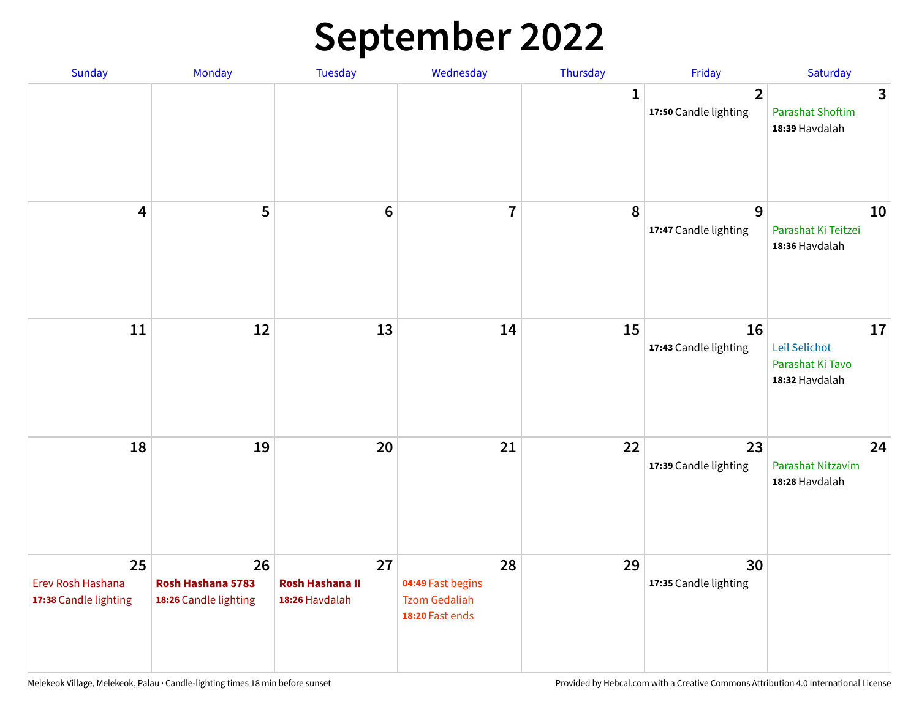# September 2022

| Sunday | Monday | Tuesday | Wednesday | Thursday | Friday | Saturday |
|---|---|---|---|---|---|---|
| | | | | 1 | 2<br>**17:50** Candle lighting | 3<br>Parashat Shoftim<br>**18:39** Havdalah |
| 4 | 5 | 6 | 7 | 8 | 9<br>**17:47** Candle lighting | 10<br>Parashat Ki Teitzei<br>**18:36** Havdalah |
| 11 | 12 | 13 | 14 | 15 | 16<br>**17:43** Candle lighting | 17<br>Leil Selichot<br>Parashat Ki Tavo<br>**18:32** Havdalah |
| 18 | 19 | 20 | 21 | 22 | 23<br>**17:39** Candle lighting | 24<br>Parashat Nitzavim<br>**18:28** Havdalah |
| 25<br>Erev Rosh Hashana<br>**17:38** Candle lighting | 26<br>**Rosh Hashana 5783**<br>**18:26** Candle lighting | 27<br>**Rosh Hashana II**<br>**18:26** Havdalah | 28<br>**04:49** Fast begins<br>Tzom Gedaliah<br>**18:20** Fast ends | 29 | 30<br>**17:35** Candle lighting | |

Melekeok Village, Melekeok, Palau · Candle-lighting times 18 min before sunset

Provided by Hebcal.com with a Creative Commons Attribution 4.0 International License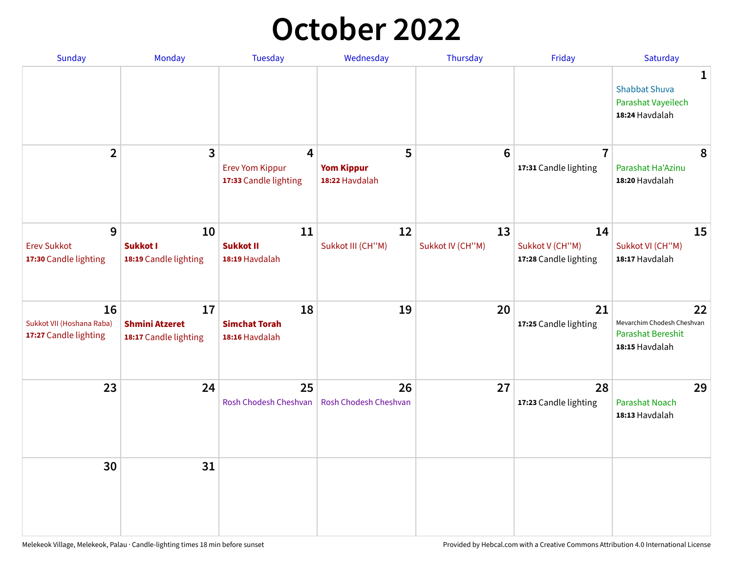# October 2022

| Sunday | Monday | Tuesday | Wednesday | Thursday | Friday | Saturday |
|---|---|---|---|---|---|---|
| | | | | | | **1** Shabbat Shuva Parashat Vayeilech **18:24** Havdalah |
| **2** | **3** | **4** Erev Yom Kippur **17:33** Candle lighting | **5** **Yom Kippur** **18:22** Havdalah | **6** | **7** **17:31** Candle lighting | **8** Parashat Ha'Azinu **18:20** Havdalah |
| **9** Erev Sukkot **17:30** Candle lighting | **10** **Sukkot I** **18:19** Candle lighting | **11** **Sukkot II** **18:19** Havdalah | **12** Sukkot III (CH''M) | **13** Sukkot IV (CH''M) | **14** Sukkot V (CH''M) **17:28** Candle lighting | **15** Sukkot VI (CH''M) **18:17** Havdalah |
| **16** Sukkot VII (Hoshana Raba) **17:27** Candle lighting | **17** **Shmini Atzeret** **18:17** Candle lighting | **18** **Simchat Torah** **18:16** Havdalah | **19** | **20** | **21** **17:25** Candle lighting | **22** Mevarchim Chodesh Cheshvan Parashat Bereshit **18:15** Havdalah |
| **23** | **24** | **25** Rosh Chodesh Cheshvan | **26** Rosh Chodesh Cheshvan | **27** | **28** **17:23** Candle lighting | **29** Parashat Noach **18:13** Havdalah |
| **30** | **31** | | | | | |

Melekeok Village, Melekeok, Palau · Candle-lighting times 18 min before sunset

Provided by Hebcal.com with a Creative Commons Attribution 4.0 International License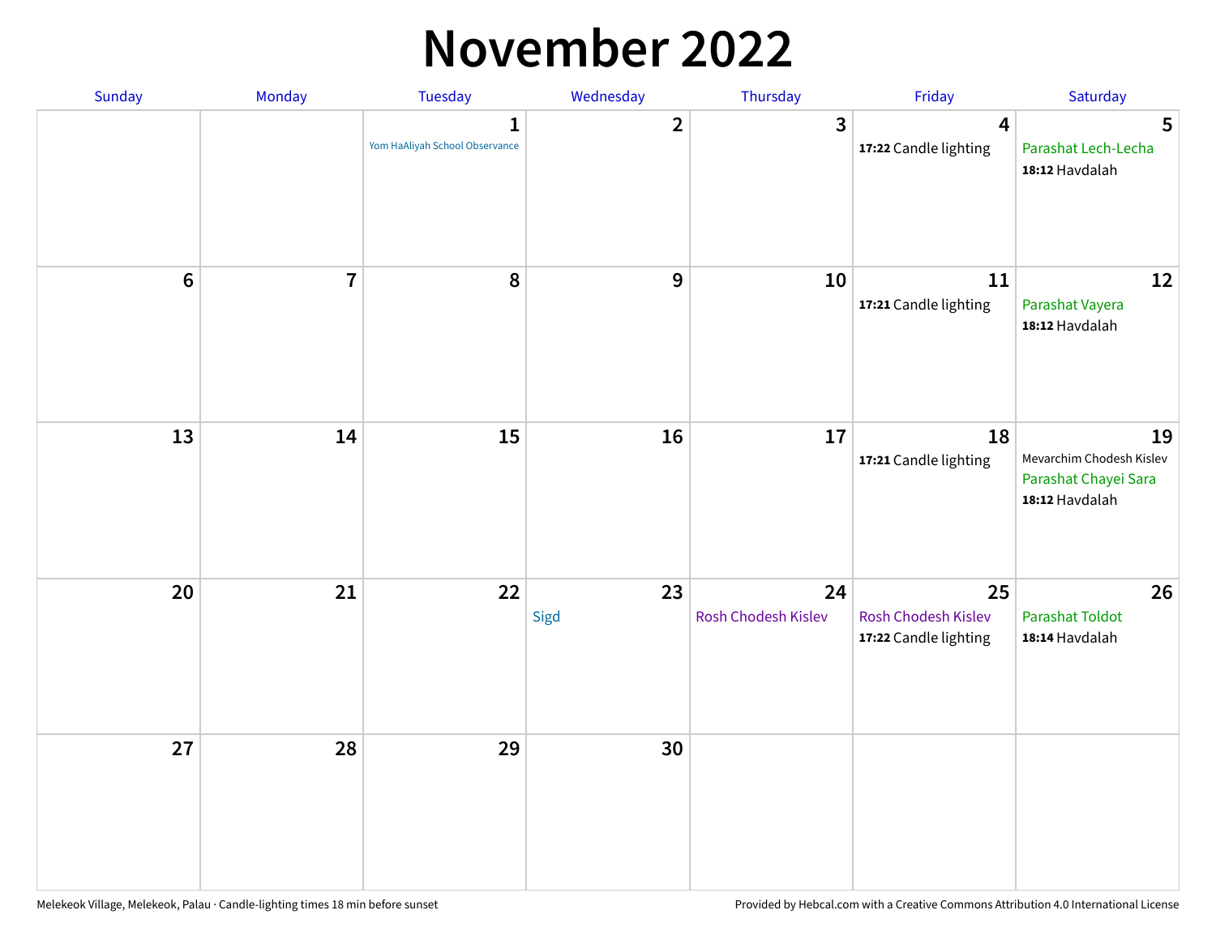# November 2022

| Sunday | Monday | Tuesday | Wednesday | Thursday | Friday | Saturday |
|---|---|---|---|---|---|---|
| | | 1 Yom HaAliyah School Observance | 2 | 3 | 4 **17:22** Candle lighting | 5 Parashat Lech-Lecha **18:12** Havdalah |
| 6 | 7 | 8 | 9 | 10 | 11 **17:21** Candle lighting | 12 Parashat Vayera **18:12** Havdalah |
| 13 | 14 | 15 | 16 | 17 | 18 **17:21** Candle lighting | 19 Mevarchim Chodesh Kislev Parashat Chayei Sara **18:12** Havdalah |
| 20 | 21 | 22 | 23 Sigd | 24 Rosh Chodesh Kislev | 25 Rosh Chodesh Kislev **17:22** Candle lighting | 26 Parashat Toldot **18:14** Havdalah |
| 27 | 28 | 29 | 30 | | | |

Melekeok Village, Melekeok, Palau · Candle-lighting times 18 min before sunset

Provided by Hebcal.com with a Creative Commons Attribution 4.0 International License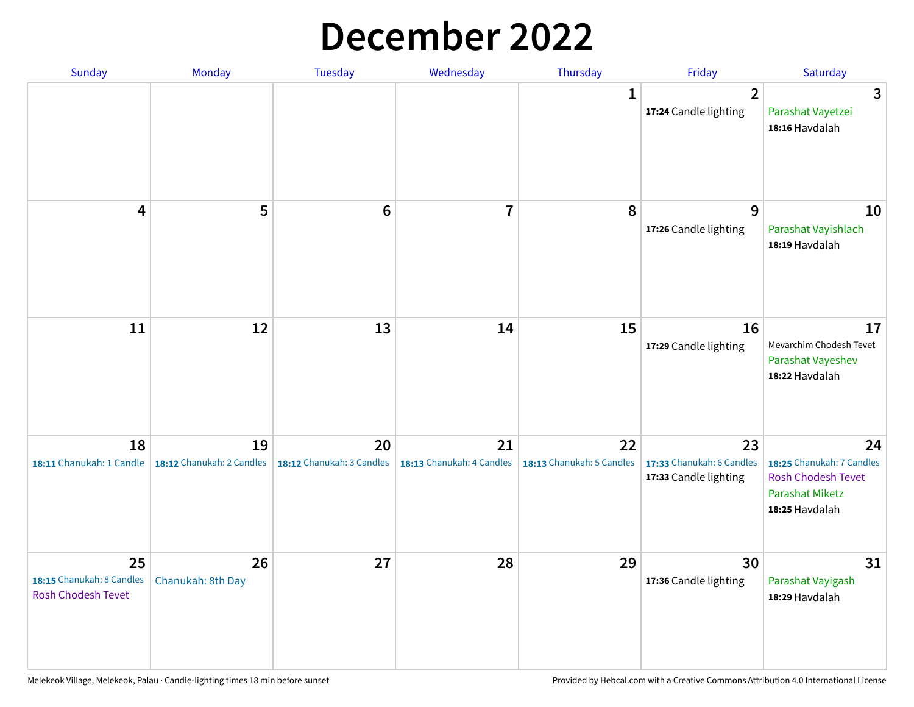# December 2022

| Sunday | Monday | Tuesday | Wednesday | Thursday | Friday | Saturday |
|---|---|---|---|---|---|---|
| | | | | 1 | 2<br>**17:24** Candle lighting | 3<br>Parashat Vayetzei<br>**18:16** Havdalah |
| 4 | 5 | 6 | 7 | 8 | 9<br>**17:26** Candle lighting | 10<br>Parashat Vayishlach<br>**18:19** Havdalah |
| 11 | 12 | 13 | 14 | 15 | 16<br>**17:29** Candle lighting | 17<br>Mevarchim Chodesh Tevet<br>Parashat Vayeshev<br>**18:22** Havdalah |
| 18<br>**18:11** Chanukah: 1 Candle | 19<br>**18:12** Chanukah: 2 Candles | 20<br>**18:12** Chanukah: 3 Candles | 21<br>**18:13** Chanukah: 4 Candles | 22<br>**18:13** Chanukah: 5 Candles | 23<br>**17:33** Chanukah: 6 Candles<br>**17:33** Candle lighting | 24<br>**18:25** Chanukah: 7 Candles<br>Rosh Chodesh Tevet<br>Parashat Miketz<br>**18:25** Havdalah |
| 25<br>**18:15** Chanukah: 8 Candles<br>Rosh Chodesh Tevet | 26<br>Chanukah: 8th Day | 27 | 28 | 29 | 30<br>**17:36** Candle lighting | 31<br>Parashat Vayigash<br>**18:29** Havdalah |

Melekeok Village, Melekeok, Palau · Candle-lighting times 18 min before sunset

Provided by Hebcal.com with a Creative Commons Attribution 4.0 International License